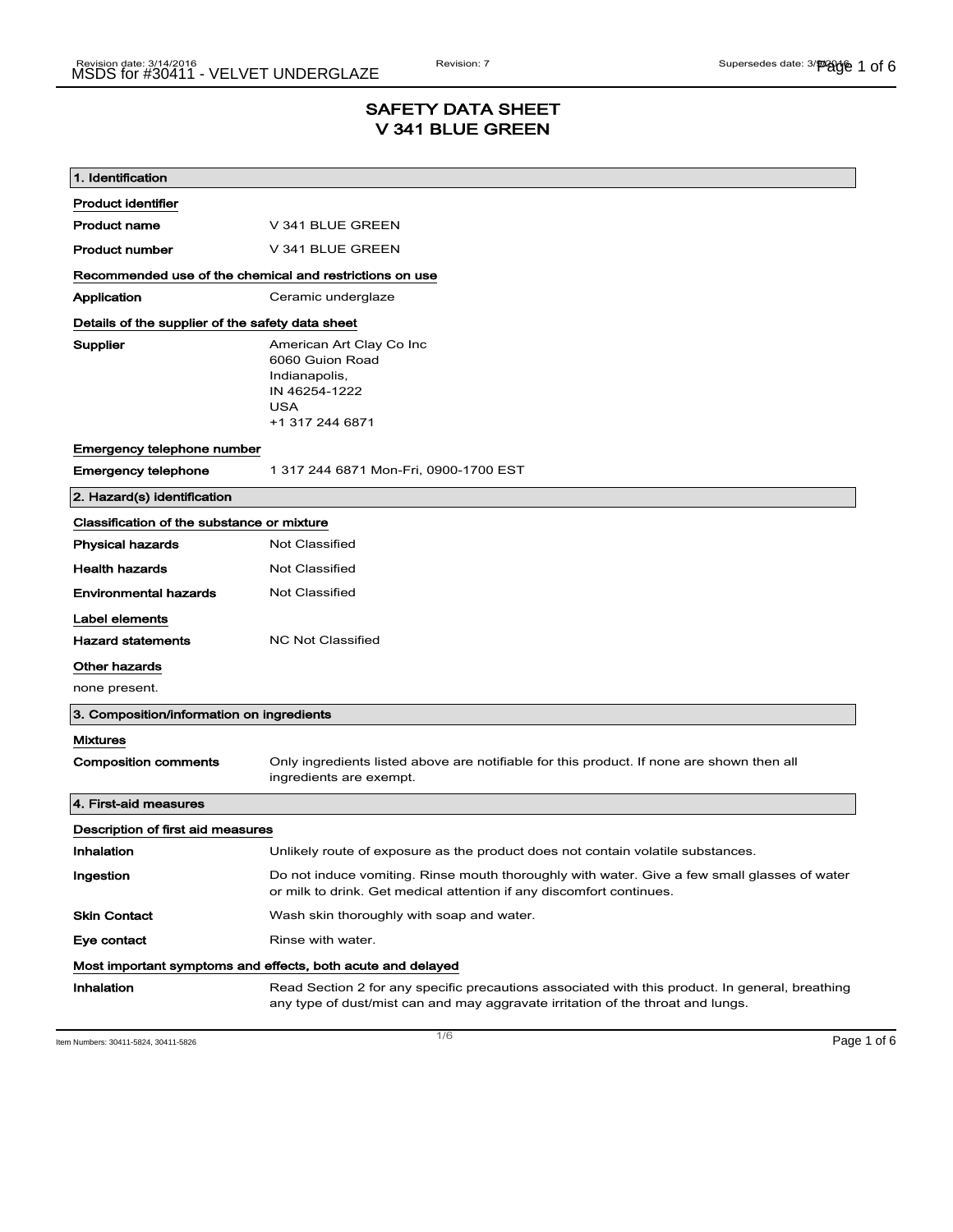# SAFETY DATA SHEET
# V 341 BLUE GREEN

## 1. Identification

**Product identifier**

| | |
|---|---|
| **Product name** | V 341 BLUE GREEN |
| **Product number** | V 341 BLUE GREEN |

**Recommended use of the chemical and restrictions on use**

| | |
|---|---|
| **Application** | Ceramic underglaze |

**Details of the supplier of the safety data sheet**

**Supplier**

American Art Clay Co Inc
6060 Guion Road
Indianapolis,
IN 46254-1222
USA
+1 317 244 6871

**Emergency telephone number**

| | |
|---|---|
| **Emergency telephone** | 1 317 244 6871 Mon-Fri, 0900-1700 EST |

## 2. Hazard(s) identification

**Classification of the substance or mixture**

| | |
|---|---|
| **Physical hazards** | Not Classified |
| **Health hazards** | Not Classified |
| **Environmental hazards** | Not Classified |

**Label elements**

| | |
|---|---|
| **Hazard statements** | NC Not Classified |

**Other hazards**

none present.

## 3. Composition/information on ingredients

**Mixtures**

| | |
|---|---|
| **Composition comments** | Only ingredients listed above are notifiable for this product. If none are shown then all ingredients are exempt. |

## 4. First-aid measures

**Description of first aid measures**

| | |
|---|---|
| **Inhalation** | Unlikely route of exposure as the product does not contain volatile substances. |
| **Ingestion** | Do not induce vomiting. Rinse mouth thoroughly with water. Give a few small glasses of water or milk to drink. Get medical attention if any discomfort continues. |
| **Skin Contact** | Wash skin thoroughly with soap and water. |
| **Eye contact** | Rinse with water. |

**Most important symptoms and effects, both acute and delayed**

| | |
|---|---|
| **Inhalation** | Read Section 2 for any specific precautions associated with this product. In general, breathing any type of dust/mist can and may aggravate irritation of the throat and lungs. |

Item Numbers: 30411-5824, 30411-5826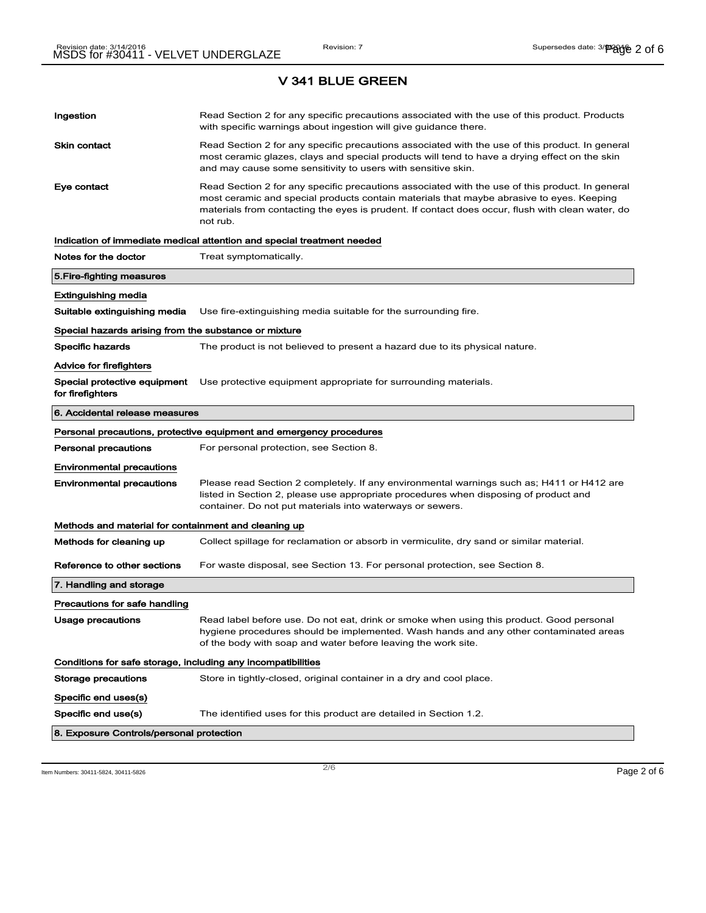# V 341 BLUE GREEN

**Ingestion** Read Section 2 for any specific precautions associated with the use of this product. Products with specific warnings about ingestion will give guidance there.

**Skin contact** Read Section 2 for any specific precautions associated with the use of this product. In general most ceramic glazes, clays and special products will tend to have a drying effect on the skin and may cause some sensitivity to users with sensitive skin.

**Eye contact** Read Section 2 for any specific precautions associated with the use of this product. In general most ceramic and special products contain materials that maybe abrasive to eyes. Keeping materials from contacting the eyes is prudent. If contact does occur, flush with clean water, do not rub.

### Indication of immediate medical attention and special treatment needed

**Notes for the doctor** Treat symptomatically.

## 5.Fire-fighting measures

### Extinguishing media

**Suitable extinguishing media** Use fire-extinguishing media suitable for the surrounding fire.

### Special hazards arising from the substance or mixture

**Specific hazards** The product is not believed to present a hazard due to its physical nature.

### Advice for firefighters

**Special protective equipment for firefighters** Use protective equipment appropriate for surrounding materials.

## 6. Accidental release measures

### Personal precautions, protective equipment and emergency procedures

**Personal precautions** For personal protection, see Section 8.

### Environmental precautions

**Environmental precautions** Please read Section 2 completely. If any environmental warnings such as; H411 or H412 are listed in Section 2, please use appropriate procedures when disposing of product and container. Do not put materials into waterways or sewers.

### Methods and material for containment and cleaning up

**Methods for cleaning up** Collect spillage for reclamation or absorb in vermiculite, dry sand or similar material.

**Reference to other sections** For waste disposal, see Section 13. For personal protection, see Section 8.

## 7. Handling and storage

### Precautions for safe handling

**Usage precautions** Read label before use. Do not eat, drink or smoke when using this product. Good personal hygiene procedures should be implemented. Wash hands and any other contaminated areas of the body with soap and water before leaving the work site.

### Conditions for safe storage, including any incompatibilities

**Storage precautions** Store in tightly-closed, original container in a dry and cool place.

### Specific end uses(s)

**Specific end use(s)** The identified uses for this product are detailed in Section 1.2.

## 8. Exposure Controls/personal protection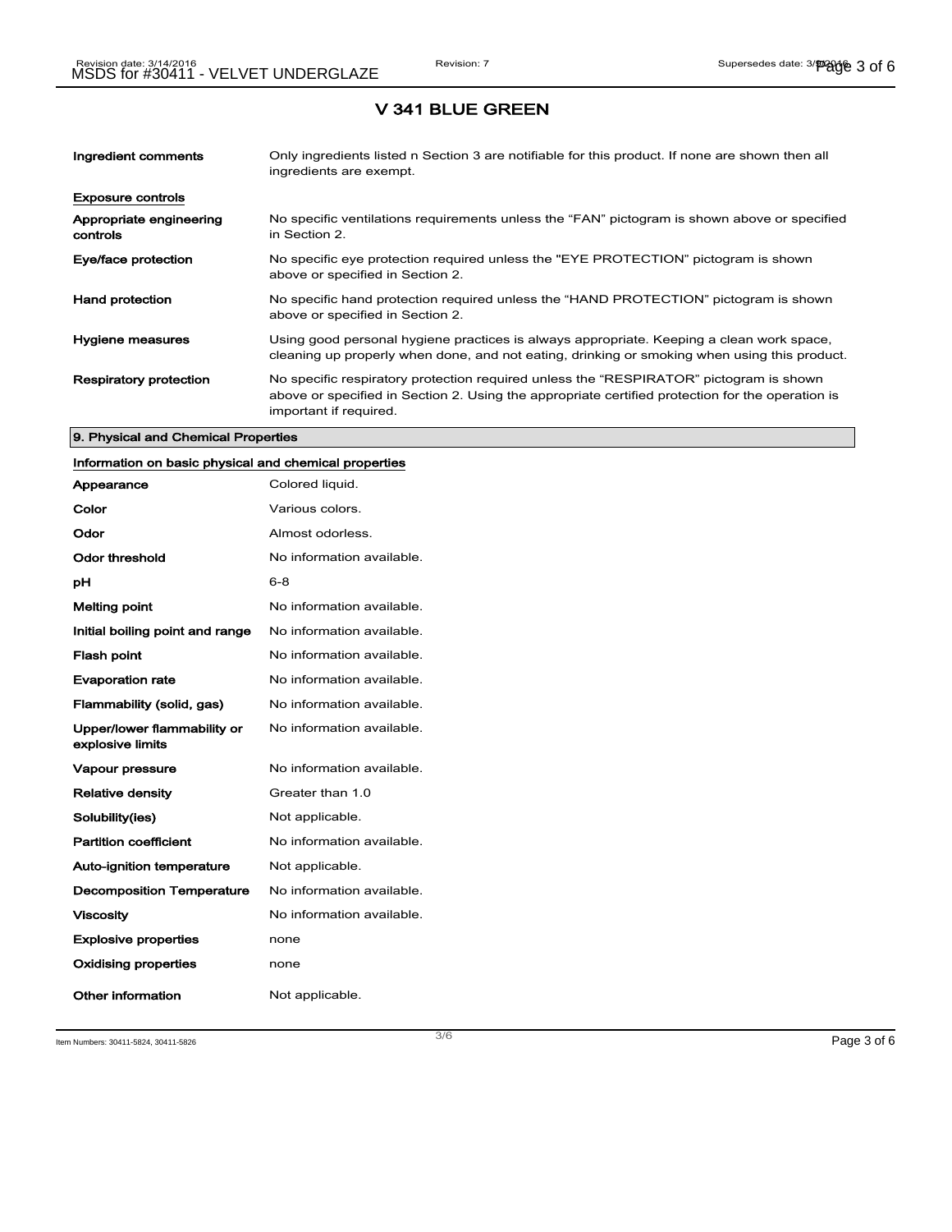# V 341 BLUE GREEN

| | |
|---|---|
| **Ingredient comments** | Only ingredients listed n Section 3 are notifiable for this product. If none are shown then all ingredients are exempt. |

**Exposure controls**

| | |
|---|---|
| **Appropriate engineering controls** | No specific ventilations requirements unless the "FAN" pictogram is shown above or specified in Section 2. |
| **Eye/face protection** | No specific eye protection required unless the "EYE PROTECTION" pictogram is shown above or specified in Section 2. |
| **Hand protection** | No specific hand protection required unless the "HAND PROTECTION" pictogram is shown above or specified in Section 2. |
| **Hygiene measures** | Using good personal hygiene practices is always appropriate. Keeping a clean work space, cleaning up properly when done, and not eating, drinking or smoking when using this product. |
| **Respiratory protection** | No specific respiratory protection required unless the "RESPIRATOR" pictogram is shown above or specified in Section 2. Using the appropriate certified protection for the operation is important if required. |

## 9. Physical and Chemical Properties

**Information on basic physical and chemical properties**

| | |
|---|---|
| **Appearance** | Colored liquid. |
| **Color** | Various colors. |
| **Odor** | Almost odorless. |
| **Odor threshold** | No information available. |
| **pH** | 6-8 |
| **Melting point** | No information available. |
| **Initial boiling point and range** | No information available. |
| **Flash point** | No information available. |
| **Evaporation rate** | No information available. |
| **Flammability (solid, gas)** | No information available. |
| **Upper/lower flammability or explosive limits** | No information available. |
| **Vapour pressure** | No information available. |
| **Relative density** | Greater than 1.0 |
| **Solubility(ies)** | Not applicable. |
| **Partition coefficient** | No information available. |
| **Auto-ignition temperature** | Not applicable. |
| **Decomposition Temperature** | No information available. |
| **Viscosity** | No information available. |
| **Explosive properties** | none |
| **Oxidising properties** | none |
| **Other information** | Not applicable. |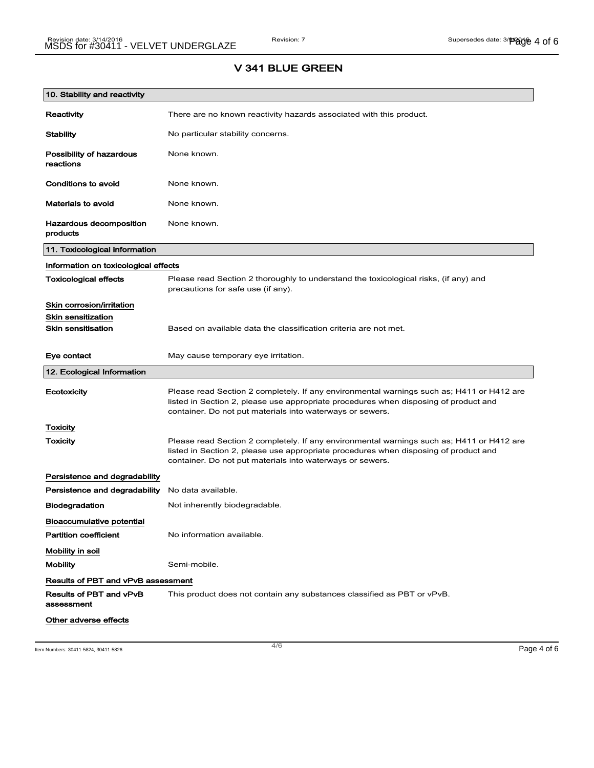# V 341 BLUE GREEN

## 10. Stability and reactivity

**Reactivity** There are no known reactivity hazards associated with this product.

**Stability** No particular stability concerns.

**Possibility of hazardous reactions** None known.

**Conditions to avoid** None known.

**Materials to avoid** None known.

**Hazardous decomposition products** None known.

## 11. Toxicological information

### Information on toxicological effects

**Toxicological effects** Please read Section 2 thoroughly to understand the toxicological risks, (if any) and precautions for safe use (if any).

### Skin corrosion/irritation

### Skin sensitization

**Skin sensitisation** Based on available data the classification criteria are not met.

**Eye contact** May cause temporary eye irritation.

## 12. Ecological Information

**Ecotoxicity** Please read Section 2 completely. If any environmental warnings such as; H411 or H412 are listed in Section 2, please use appropriate procedures when disposing of product and container. Do not put materials into waterways or sewers.

### Toxicity

**Toxicity** Please read Section 2 completely. If any environmental warnings such as; H411 or H412 are listed in Section 2, please use appropriate procedures when disposing of product and container. Do not put materials into waterways or sewers.

### Persistence and degradability

**Persistence and degradability** No data available.

**Biodegradation** Not inherently biodegradable.

### Bioaccumulative potential

**Partition coefficient** No information available.

### Mobility in soil

**Mobility** Semi-mobile.

### Results of PBT and vPvB assessment

**Results of PBT and vPvB assessment** This product does not contain any substances classified as PBT or vPvB.

### Other adverse effects

Item Numbers: 30411-5824, 30411-5826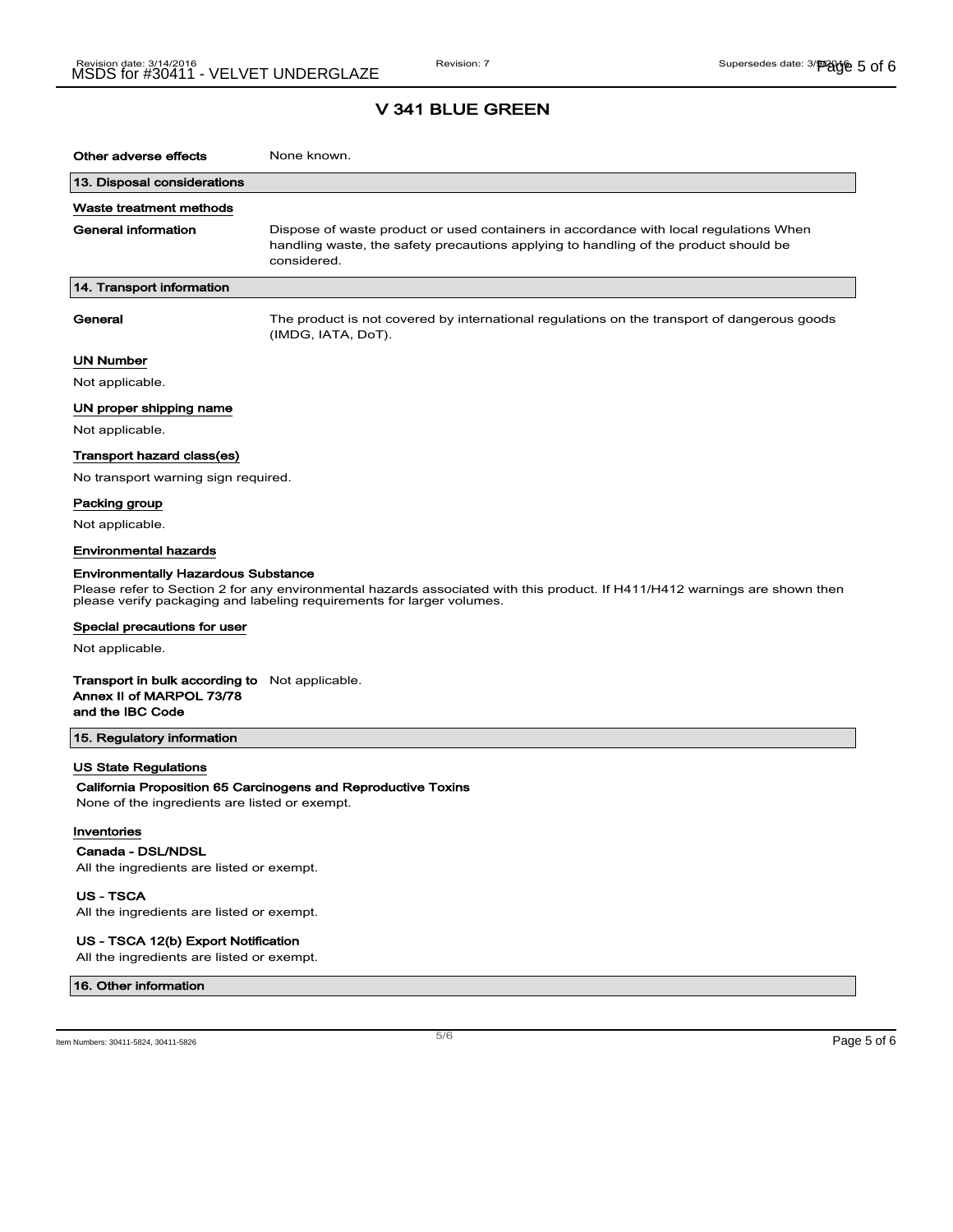## V 341 BLUE GREEN

**Other adverse effects** None known.

### 13. Disposal considerations

#### Waste treatment methods

**General information** Dispose of waste product or used containers in accordance with local regulations When handling waste, the safety precautions applying to handling of the product should be considered.

### 14. Transport information

**General** The product is not covered by international regulations on the transport of dangerous goods (IMDG, IATA, DoT).

#### UN Number

Not applicable.

#### UN proper shipping name

Not applicable.

#### Transport hazard class(es)

No transport warning sign required.

#### Packing group

Not applicable.

#### Environmental hazards

**Environmentally Hazardous Substance**

Please refer to Section 2 for any environmental hazards associated with this product. If H411/H412 warnings are shown then please verify packaging and labeling requirements for larger volumes.

#### Special precautions for user

Not applicable.

**Transport in bulk according to Annex II of MARPOL 73/78 and the IBC Code** Not applicable.

### 15. Regulatory information

#### US State Regulations

**California Proposition 65 Carcinogens and Reproductive Toxins**

None of the ingredients are listed or exempt.

#### Inventories

**Canada - DSL/NDSL**

All the ingredients are listed or exempt.

**US - TSCA**

All the ingredients are listed or exempt.

**US - TSCA 12(b) Export Notification**

All the ingredients are listed or exempt.

### 16. Other information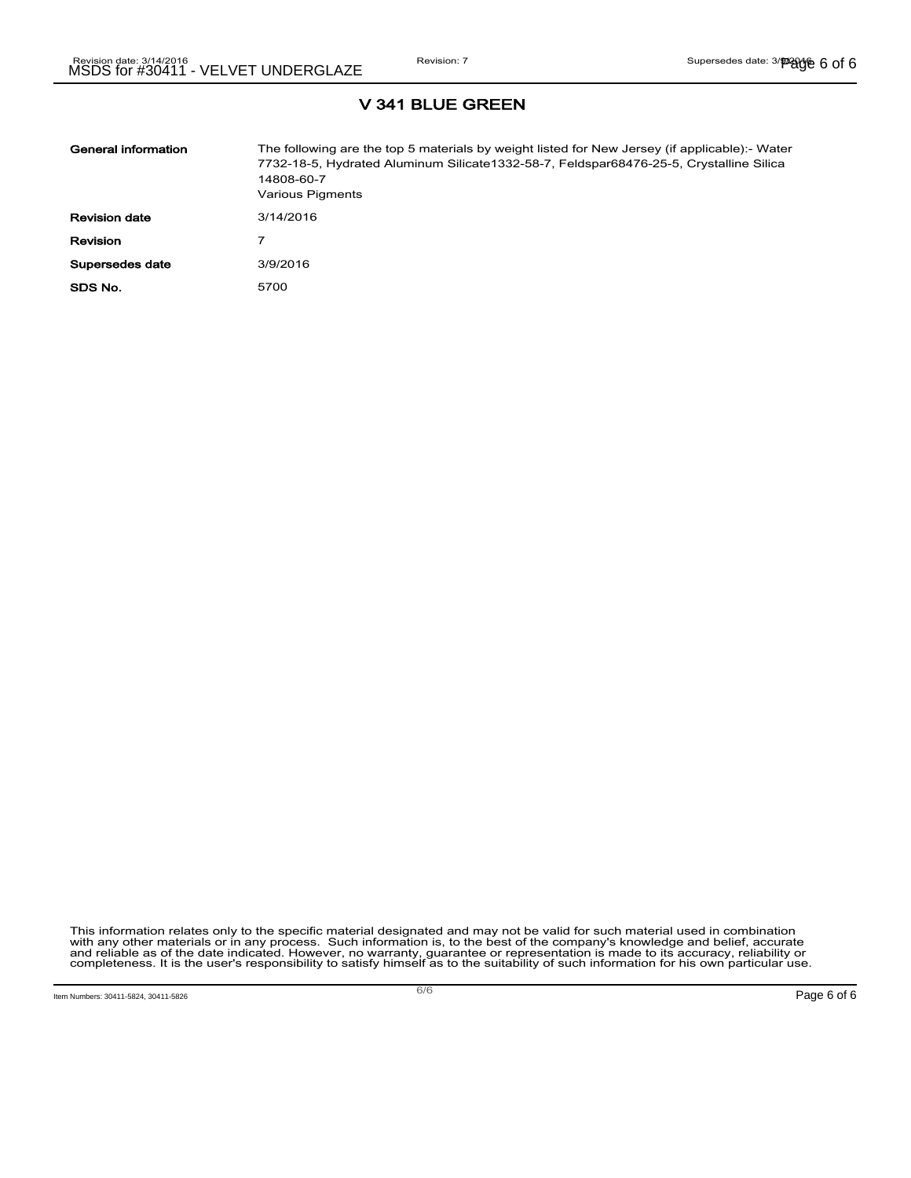## V 341 BLUE GREEN

| | |
|---|---|
| **General information** | The following are the top 5 materials by weight listed for New Jersey (if applicable):- Water 7732-18-5, Hydrated Aluminum Silicate1332-58-7, Feldspar68476-25-5, Crystalline Silica 14808-60-7<br>Various Pigments |
| **Revision date** | 3/14/2016 |
| **Revision** | 7 |
| **Supersedes date** | 3/9/2016 |
| **SDS No.** | 5700 |

This information relates only to the specific material designated and may not be valid for such material used in combination with any other materials or in any process. Such information is, to the best of the company's knowledge and belief, accurate and reliable as of the date indicated. However, no warranty, guarantee or representation is made to its accuracy, reliability or completeness. It is the user's responsibility to satisfy himself as to the suitability of such information for his own particular use.

Item Numbers: 30411-5824, 30411-5826